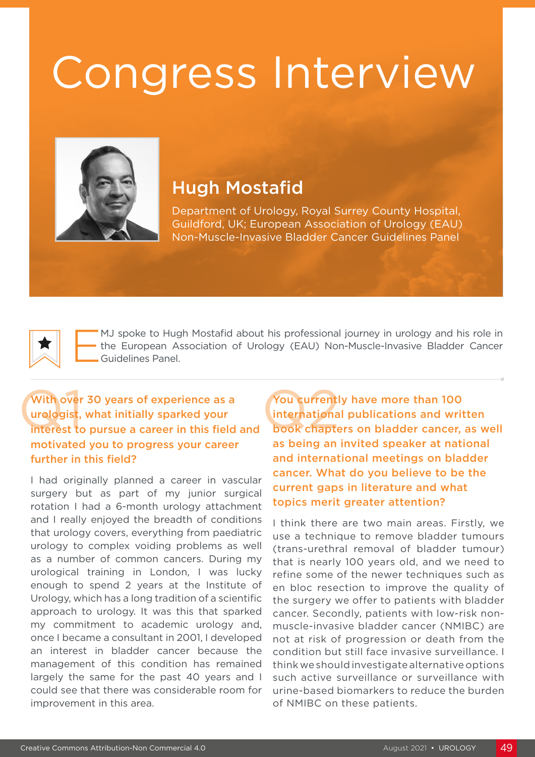# Congress Interview

## Hugh Mostafid

Department of Urology, Royal Surrey County Hospital, Guildford, UK; European Association of Urology (EAU) Non-Muscle-Invasive Bladder Cancer Guidelines Panel

EMJ spoke to Hugh Mostafid about his professional journey in urology and his role in the European Association of Urology (EAU) Non-Muscle-Invasive Bladder Cancer Guidelines Panel.

### Q1 With over 30 years of experience as a urologist, what initially sparked your interest to pursue a career in this field and motivated you to progress your career further in this field?

I had originally planned a career in vascular surgery but as part of my junior surgical rotation I had a 6-month urology attachment and I really enjoyed the breadth of conditions that urology covers, everything from paediatric urology to complex voiding problems as well as a number of common cancers. During my urological training in London, I was lucky enough to spend 2 years at the Institute of Urology, which has a long tradition of a scientific approach to urology. It was this that sparked my commitment to academic urology and, once I became a consultant in 2001, I developed an interest in bladder cancer because the management of this condition has remained largely the same for the past 40 years and I could see that there was considerable room for improvement in this area.

### Q2 You currently have more than 100 international publications and written book chapters on bladder cancer, as well as being an invited speaker at national and international meetings on bladder cancer. What do you believe to be the current gaps in literature and what topics merit greater attention?

I think there are two main areas. Firstly, we use a technique to remove bladder tumours (trans-urethral removal of bladder tumour) that is nearly 100 years old, and we need to refine some of the newer techniques such as en bloc resection to improve the quality of the surgery we offer to patients with bladder cancer. Secondly, patients with low-risk non-muscle-invasive bladder cancer (NMIBC) are not at risk of progression or death from the condition but still face invasive surveillance. I think we should investigate alternative options such active surveillance or surveillance with urine-based biomarkers to reduce the burden of NMIBC on these patients.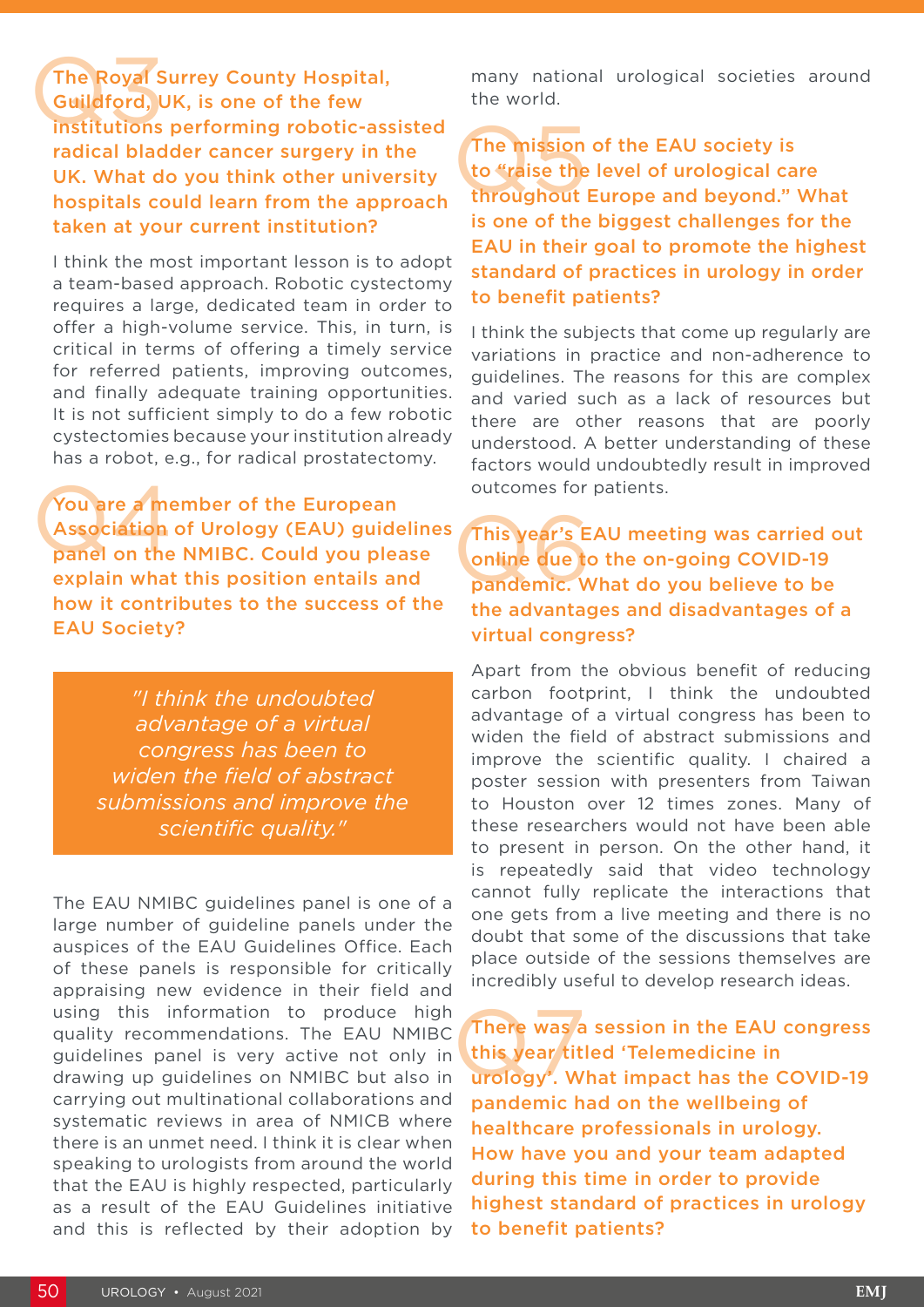## Q3 The Royal Surrey County Hospital, Guildford, UK, is one of the few institutions performing robotic-assisted radical bladder cancer surgery in the UK. What do you think other university hospitals could learn from the approach taken at your current institution?

I think the most important lesson is to adopt a team-based approach. Robotic cystectomy requires a large, dedicated team in order to offer a high-volume service. This, in turn, is critical in terms of offering a timely service for referred patients, improving outcomes, and finally adequate training opportunities. It is not sufficient simply to do a few robotic cystectomies because your institution already has a robot, e.g., for radical prostatectomy.

## Q4 You are a member of the European Association of Urology (EAU) guidelines panel on the NMIBC. Could you please explain what this position entails and how it contributes to the success of the EAU Society?

> *"I think the undoubted advantage of a virtual congress has been to widen the field of abstract submissions and improve the scientific quality."*

The EAU NMIBC guidelines panel is one of a large number of guideline panels under the auspices of the EAU Guidelines Office. Each of these panels is responsible for critically appraising new evidence in their field and using this information to produce high quality recommendations. The EAU NMIBC guidelines panel is very active not only in drawing up guidelines on NMIBC but also in carrying out multinational collaborations and systematic reviews in area of NMICB where there is an unmet need. I think it is clear when speaking to urologists from around the world that the EAU is highly respected, particularly as a result of the EAU Guidelines initiative and this is reflected by their adoption by many national urological societies around the world.

## Q5 The mission of the EAU society is to "raise the level of urological care throughout Europe and beyond." What is one of the biggest challenges for the EAU in their goal to promote the highest standard of practices in urology in order to benefit patients?

I think the subjects that come up regularly are variations in practice and non-adherence to guidelines. The reasons for this are complex and varied such as a lack of resources but there are other reasons that are poorly understood. A better understanding of these factors would undoubtedly result in improved outcomes for patients.

## Q6 This year's EAU meeting was carried out online due to the on-going COVID-19 pandemic. What do you believe to be the advantages and disadvantages of a virtual congress?

Apart from the obvious benefit of reducing carbon footprint, I think the undoubted advantage of a virtual congress has been to widen the field of abstract submissions and improve the scientific quality. I chaired a poster session with presenters from Taiwan to Houston over 12 times zones. Many of these researchers would not have been able to present in person. On the other hand, it is repeatedly said that video technology cannot fully replicate the interactions that one gets from a live meeting and there is no doubt that some of the discussions that take place outside of the sessions themselves are incredibly useful to develop research ideas.

## Q7 There was a session in the EAU congress this year titled 'Telemedicine in urology'. What impact has the COVID-19 pandemic had on the wellbeing of healthcare professionals in urology. How have you and your team adapted during this time in order to provide highest standard of practices in urology to benefit patients?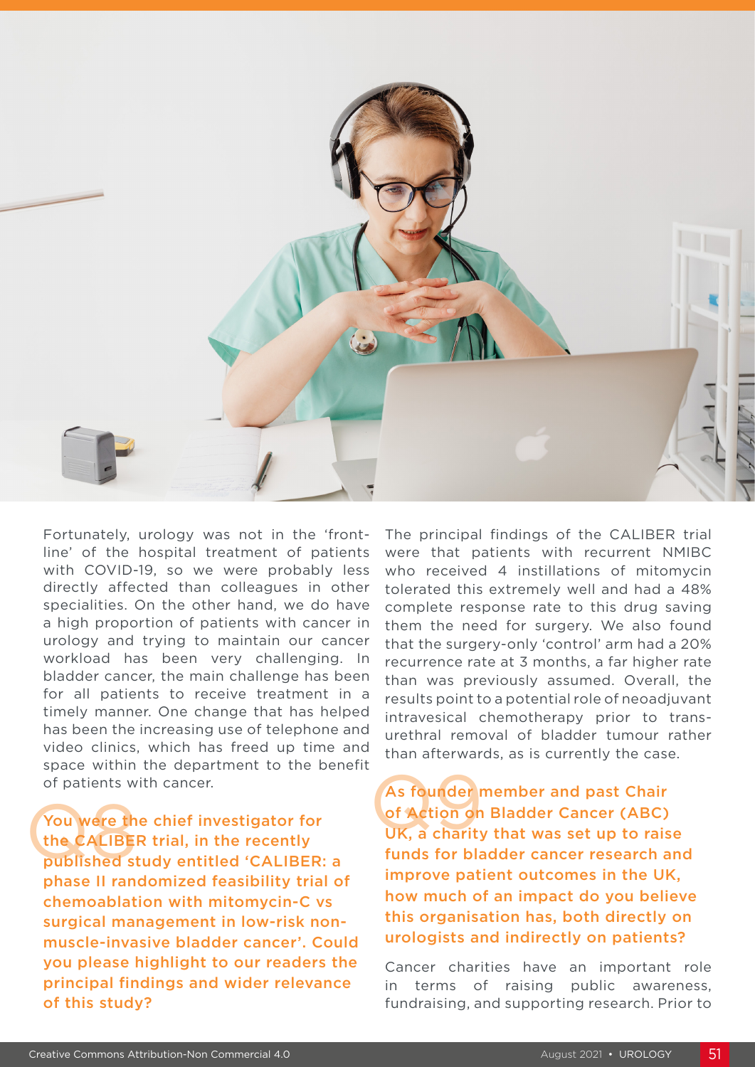Fortunately, urology was not in the 'front-line' of the hospital treatment of patients with COVID-19, so we were probably less directly affected than colleagues in other specialities. On the other hand, we do have a high proportion of patients with cancer in urology and trying to maintain our cancer workload has been very challenging. In bladder cancer, the main challenge has been for all patients to receive treatment in a timely manner. One change that has helped has been the increasing use of telephone and video clinics, which has freed up time and space within the department to the benefit of patients with cancer.

## Q8 You were the chief investigator for the CALIBER trial, in the recently published study entitled 'CALIBER: a phase II randomized feasibility trial of chemoablation with mitomycin-C vs surgical management in low-risk non-muscle-invasive bladder cancer'. Could you please highlight to our readers the principal findings and wider relevance of this study?

The principal findings of the CALIBER trial were that patients with recurrent NMIBC who received 4 instillations of mitomycin tolerated this extremely well and had a 48% complete response rate to this drug saving them the need for surgery. We also found that the surgery-only 'control' arm had a 20% recurrence rate at 3 months, a far higher rate than was previously assumed. Overall, the results point to a potential role of neoadjuvant intravesical chemotherapy prior to trans-urethral removal of bladder tumour rather than afterwards, as is currently the case.

## Q9 As founder member and past Chair of Action on Bladder Cancer (ABC) UK, a charity that was set up to raise funds for bladder cancer research and improve patient outcomes in the UK, how much of an impact do you believe this organisation has, both directly on urologists and indirectly on patients?

Cancer charities have an important role in terms of raising public awareness, fundraising, and supporting research. Prior to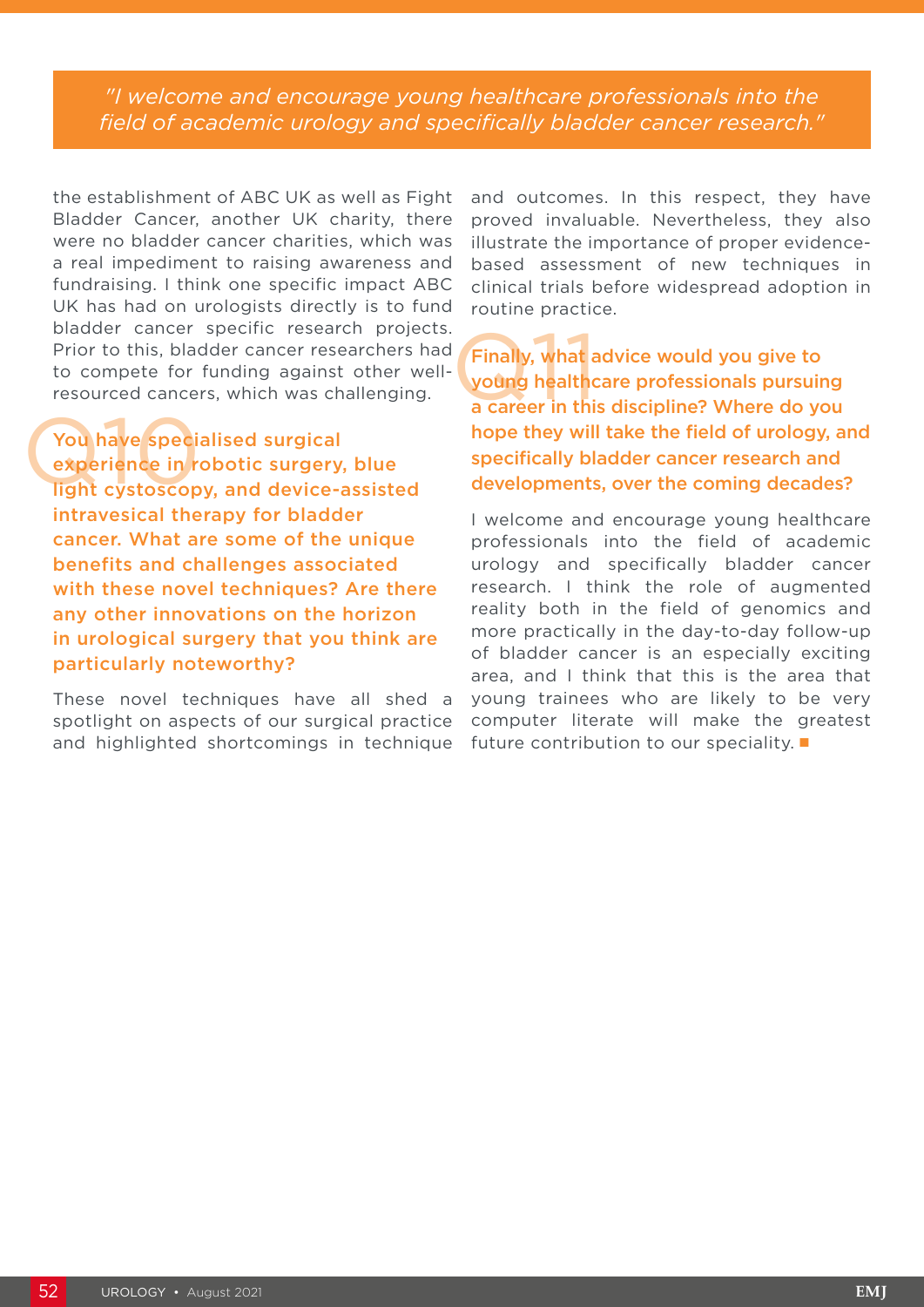*"I welcome and encourage young healthcare professionals into the field of academic urology and specifically bladder cancer research."*

the establishment of ABC UK as well as Fight Bladder Cancer, another UK charity, there were no bladder cancer charities, which was a real impediment to raising awareness and fundraising. I think one specific impact ABC UK has had on urologists directly is to fund bladder cancer specific research projects. Prior to this, bladder cancer researchers had to compete for funding against other well-resourced cancers, which was challenging.

### Q10 You have specialised surgical experience in robotic surgery, blue light cystoscopy, and device-assisted intravesical therapy for bladder cancer. What are some of the unique benefits and challenges associated with these novel techniques? Are there any other innovations on the horizon in urological surgery that you think are particularly noteworthy?

These novel techniques have all shed a spotlight on aspects of our surgical practice and highlighted shortcomings in technique and outcomes. In this respect, they have proved invaluable. Nevertheless, they also illustrate the importance of proper evidence-based assessment of new techniques in clinical trials before widespread adoption in routine practice.

### Q11 Finally, what advice would you give to young healthcare professionals pursuing a career in this discipline? Where do you hope they will take the field of urology, and specifically bladder cancer research and developments, over the coming decades?

I welcome and encourage young healthcare professionals into the field of academic urology and specifically bladder cancer research. I think the role of augmented reality both in the field of genomics and more practically in the day-to-day follow-up of bladder cancer is an especially exciting area, and I think that this is the area that young trainees who are likely to be very computer literate will make the greatest future contribution to our speciality. ■